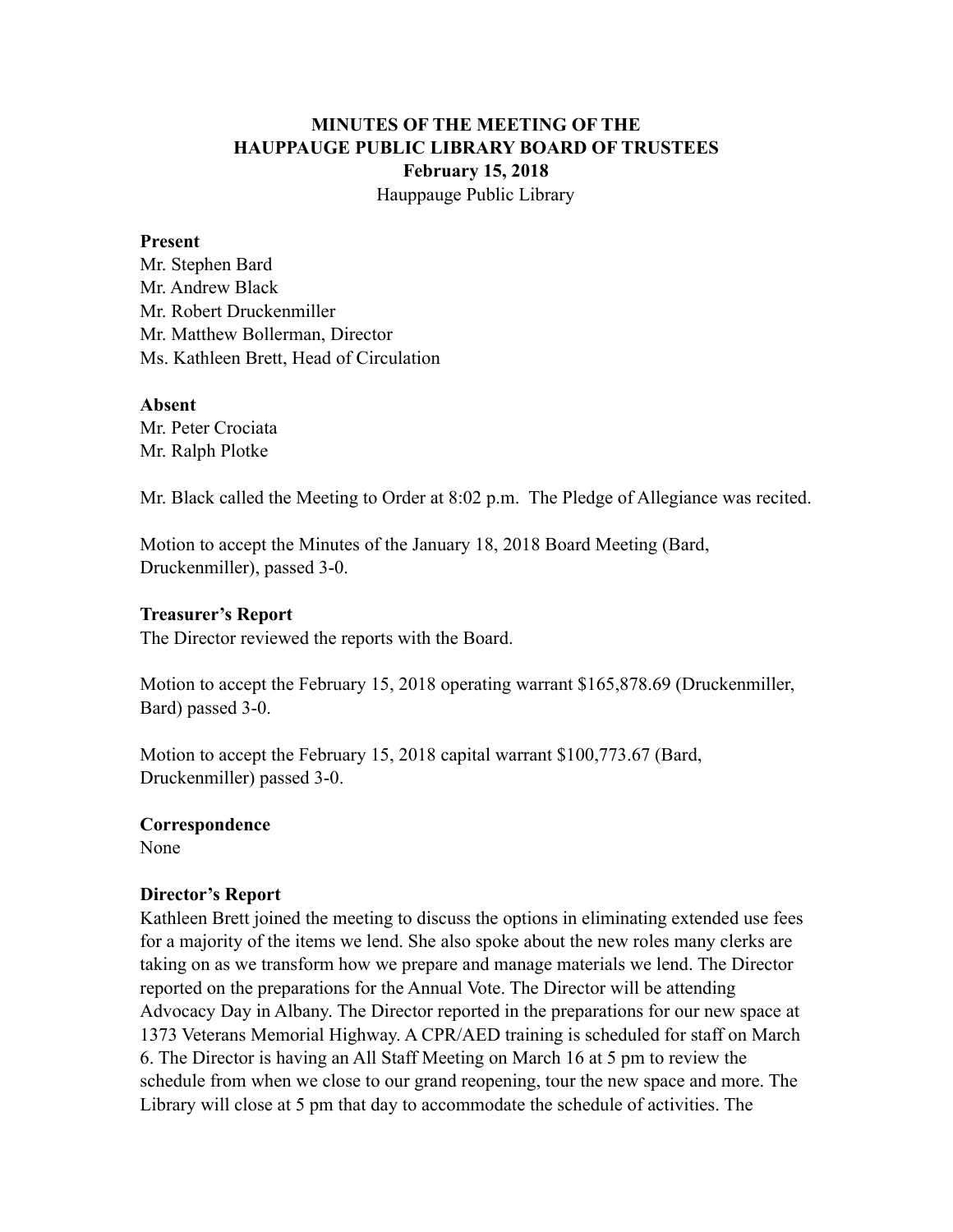**MINUTES OF THE MEETING OF THE**
**HAUPPAUGE PUBLIC LIBRARY BOARD OF TRUSTEES**
**February 15, 2018**
Hauppauge Public Library

**Present**
Mr. Stephen Bard
Mr. Andrew Black
Mr. Robert Druckenmiller
Mr. Matthew Bollerman, Director
Ms. Kathleen Brett, Head of Circulation

**Absent**
Mr. Peter Crociata
Mr. Ralph Plotke

Mr. Black called the Meeting to Order at 8:02 p.m. The Pledge of Allegiance was recited.

Motion to accept the Minutes of the January 18, 2018 Board Meeting (Bard, Druckenmiller), passed 3-0.

**Treasurer's Report**
The Director reviewed the reports with the Board.

Motion to accept the February 15, 2018 operating warrant $165,878.69 (Druckenmiller, Bard) passed 3-0.

Motion to accept the February 15, 2018 capital warrant $100,773.67 (Bard, Druckenmiller) passed 3-0.

**Correspondence**
None

**Director's Report**
Kathleen Brett joined the meeting to discuss the options in eliminating extended use fees for a majority of the items we lend. She also spoke about the new roles many clerks are taking on as we transform how we prepare and manage materials we lend. The Director reported on the preparations for the Annual Vote. The Director will be attending Advocacy Day in Albany. The Director reported in the preparations for our new space at 1373 Veterans Memorial Highway. A CPR/AED training is scheduled for staff on March 6. The Director is having an All Staff Meeting on March 16 at 5 pm to review the schedule from when we close to our grand reopening, tour the new space and more. The Library will close at 5 pm that day to accommodate the schedule of activities. The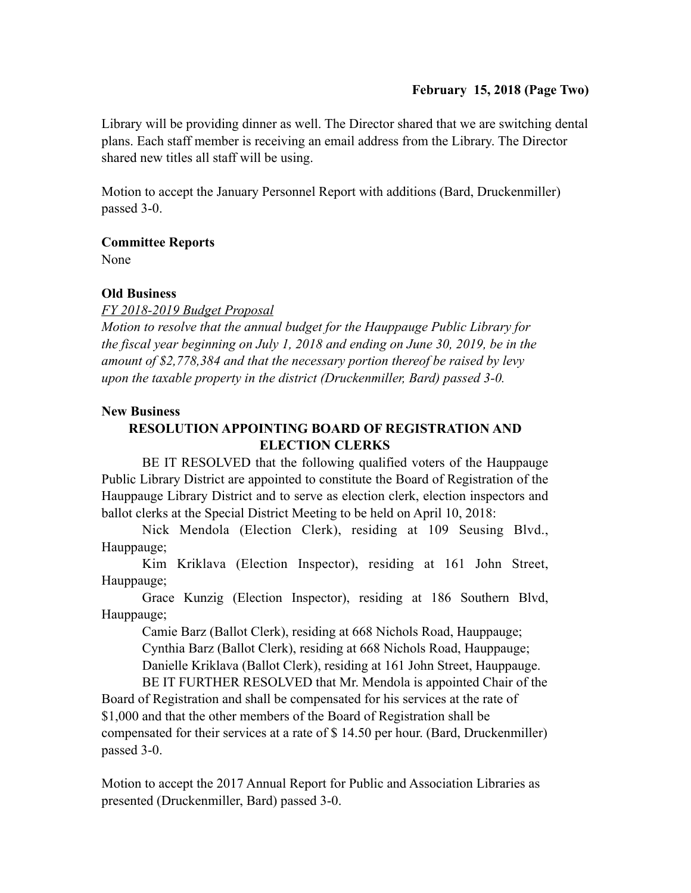Library will be providing dinner as well. The Director shared that we are switching dental plans. Each staff member is receiving an email address from the Library. The Director shared new titles all staff will be using.

Motion to accept the January Personnel Report with additions (Bard, Druckenmiller) passed 3-0.

**Committee Reports**

None

**Old Business**

*FY 2018-2019 Budget Proposal*

*Motion to resolve that the annual budget for the Hauppauge Public Library for the fiscal year beginning on July 1, 2018 and ending on June 30, 2019, be in the amount of $2,778,384 and that the necessary portion thereof be raised by levy upon the taxable property in the district (Druckenmiller, Bard) passed 3-0.*

**New Business**

**RESOLUTION APPOINTING BOARD OF REGISTRATION AND ELECTION CLERKS**

BE IT RESOLVED that the following qualified voters of the Hauppauge Public Library District are appointed to constitute the Board of Registration of the Hauppauge Library District and to serve as election clerk, election inspectors and ballot clerks at the Special District Meeting to be held on April 10, 2018:

Nick Mendola (Election Clerk), residing at 109 Seusing Blvd., Hauppauge;

Kim Kriklava (Election Inspector), residing at 161 John Street, Hauppauge;

Grace Kunzig (Election Inspector), residing at 186 Southern Blvd, Hauppauge;

Camie Barz (Ballot Clerk), residing at 668 Nichols Road, Hauppauge;

Cynthia Barz (Ballot Clerk), residing at 668 Nichols Road, Hauppauge;

Danielle Kriklava (Ballot Clerk), residing at 161 John Street, Hauppauge.

BE IT FURTHER RESOLVED that Mr. Mendola is appointed Chair of the Board of Registration and shall be compensated for his services at the rate of $1,000 and that the other members of the Board of Registration shall be compensated for their services at a rate of $ 14.50 per hour. (Bard, Druckenmiller) passed 3-0.

Motion to accept the 2017 Annual Report for Public and Association Libraries as presented (Druckenmiller, Bard) passed 3-0.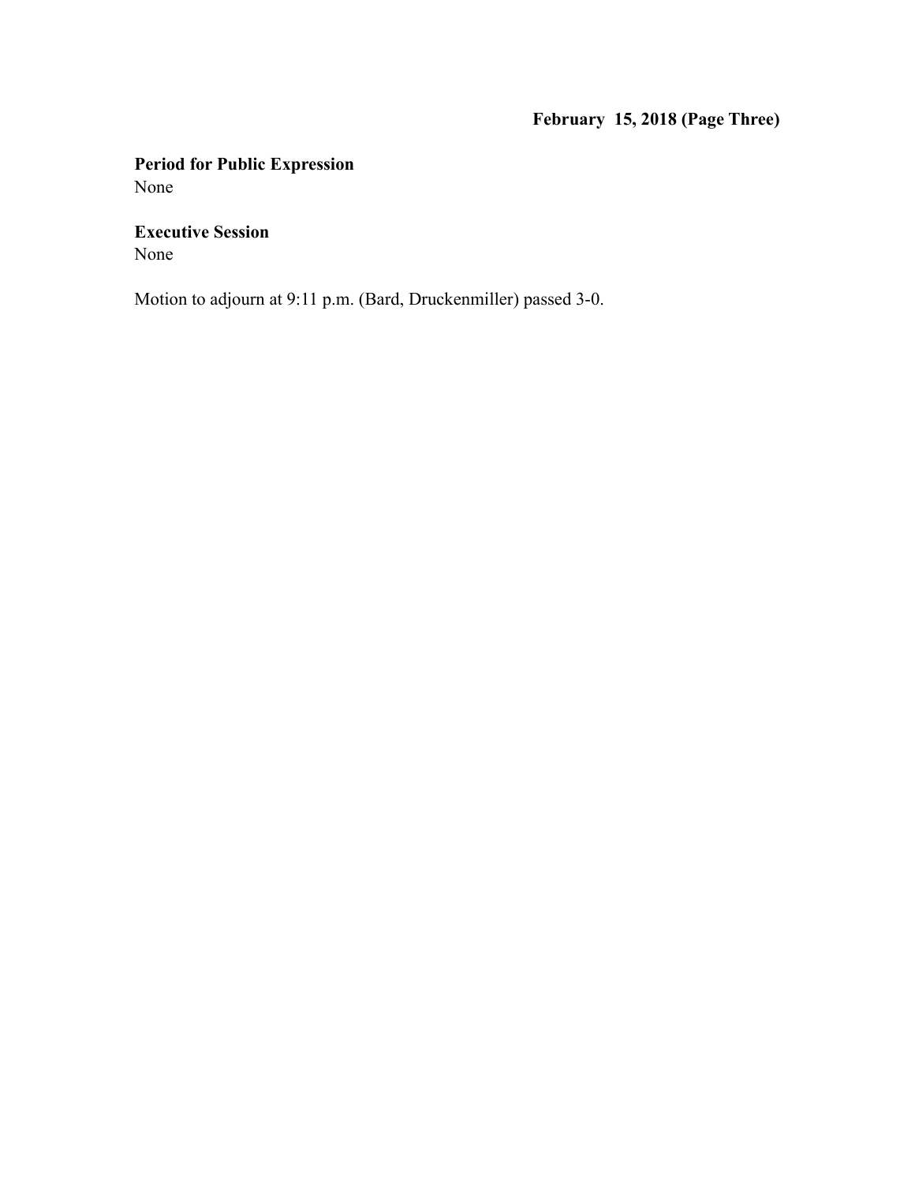**Period for Public Expression**
None

**Executive Session**
None

Motion to adjourn at 9:11 p.m. (Bard, Druckenmiller) passed 3-0.